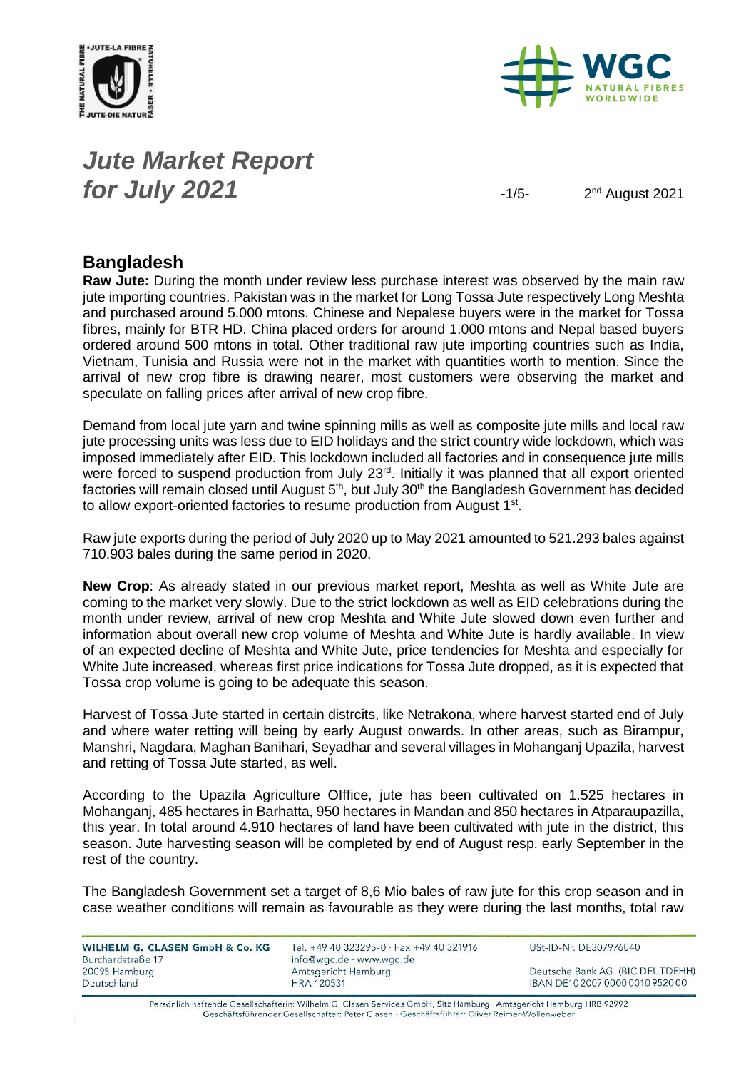# *Jute Market Report for July 2021*

2nd August 2021

## Bangladesh

**Raw Jute:** During the month under review less purchase interest was observed by the main raw jute importing countries. Pakistan was in the market for Long Tossa Jute respectively Long Meshta and purchased around 5.000 mtons. Chinese and Nepalese buyers were in the market for Tossa fibres, mainly for BTR HD. China placed orders for around 1.000 mtons and Nepal based buyers ordered around 500 mtons in total. Other traditional raw jute importing countries such as India, Vietnam, Tunisia and Russia were not in the market with quantities worth to mention. Since the arrival of new crop fibre is drawing nearer, most customers were observing the market and speculate on falling prices after arrival of new crop fibre.

Demand from local jute yarn and twine spinning mills as well as composite jute mills and local raw jute processing units was less due to EID holidays and the strict country wide lockdown, which was imposed immediately after EID. This lockdown included all factories and in consequence jute mills were forced to suspend production from July 23rd. Initially it was planned that all export oriented factories will remain closed until August 5th, but July 30th the Bangladesh Government has decided to allow export-oriented factories to resume production from August 1st.

Raw jute exports during the period of July 2020 up to May 2021 amounted to 521.293 bales against 710.903 bales during the same period in 2020.

**New Crop**: As already stated in our previous market report, Meshta as well as White Jute are coming to the market very slowly. Due to the strict lockdown as well as EID celebrations during the month under review, arrival of new crop Meshta and White Jute slowed down even further and information about overall new crop volume of Meshta and White Jute is hardly available. In view of an expected decline of Meshta and White Jute, price tendencies for Meshta and especially for White Jute increased, whereas first price indications for Tossa Jute dropped, as it is expected that Tossa crop volume is going to be adequate this season.

Harvest of Tossa Jute started in certain distrcits, like Netrakona, where harvest started end of July and where water retting will being by early August onwards. In other areas, such as Birampur, Manshri, Nagdara, Maghan Banihari, Seyadhar and several villages in Mohanganj Upazila, harvest and retting of Tossa Jute started, as well.

According to the Upazila Agriculture OIffice, jute has been cultivated on 1.525 hectares in Mohanganj, 485 hectares in Barhatta, 950 hectares in Mandan and 850 hectares in Atparaupazilla, this year. In total around 4.910 hectares of land have been cultivated with jute in the district, this season. Jute harvesting season will be completed by end of August resp. early September in the rest of the country.

The Bangladesh Government set a target of 8,6 Mio bales of raw jute for this crop season and in case weather conditions will remain as favourable as they were during the last months, total raw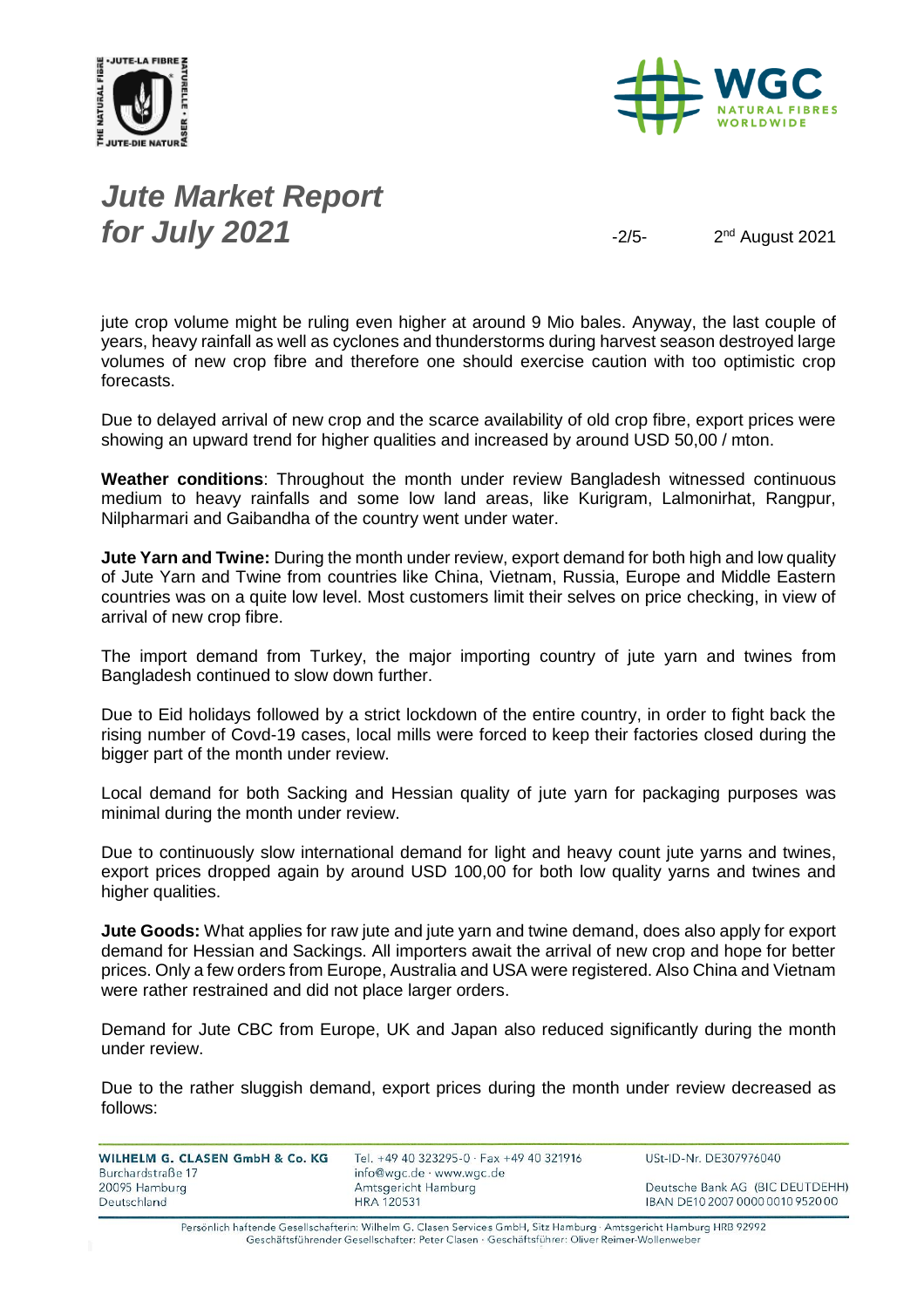jute crop volume might be ruling even higher at around 9 Mio bales. Anyway, the last couple of years, heavy rainfall as well as cyclones and thunderstorms during harvest season destroyed large volumes of new crop fibre and therefore one should exercise caution with too optimistic crop forecasts.

Due to delayed arrival of new crop and the scarce availability of old crop fibre, export prices were showing an upward trend for higher qualities and increased by around USD 50,00 / mton.

**Weather conditions**: Throughout the month under review Bangladesh witnessed continuous medium to heavy rainfalls and some low land areas, like Kurigram, Lalmonirhat, Rangpur, Nilpharmari and Gaibandha of the country went under water.

**Jute Yarn and Twine:** During the month under review, export demand for both high and low quality of Jute Yarn and Twine from countries like China, Vietnam, Russia, Europe and Middle Eastern countries was on a quite low level. Most customers limit their selves on price checking, in view of arrival of new crop fibre.

The import demand from Turkey, the major importing country of jute yarn and twines from Bangladesh continued to slow down further.

Due to Eid holidays followed by a strict lockdown of the entire country, in order to fight back the rising number of Covd-19 cases, local mills were forced to keep their factories closed during the bigger part of the month under review.

Local demand for both Sacking and Hessian quality of jute yarn for packaging purposes was minimal during the month under review.

Due to continuously slow international demand for light and heavy count jute yarns and twines, export prices dropped again by around USD 100,00 for both low quality yarns and twines and higher qualities.

**Jute Goods:** What applies for raw jute and jute yarn and twine demand, does also apply for export demand for Hessian and Sackings. All importers await the arrival of new crop and hope for better prices. Only a few orders from Europe, Australia and USA were registered. Also China and Vietnam were rather restrained and did not place larger orders.

Demand for Jute CBC from Europe, UK and Japan also reduced significantly during the month under review.

Due to the rather sluggish demand, export prices during the month under review decreased as follows: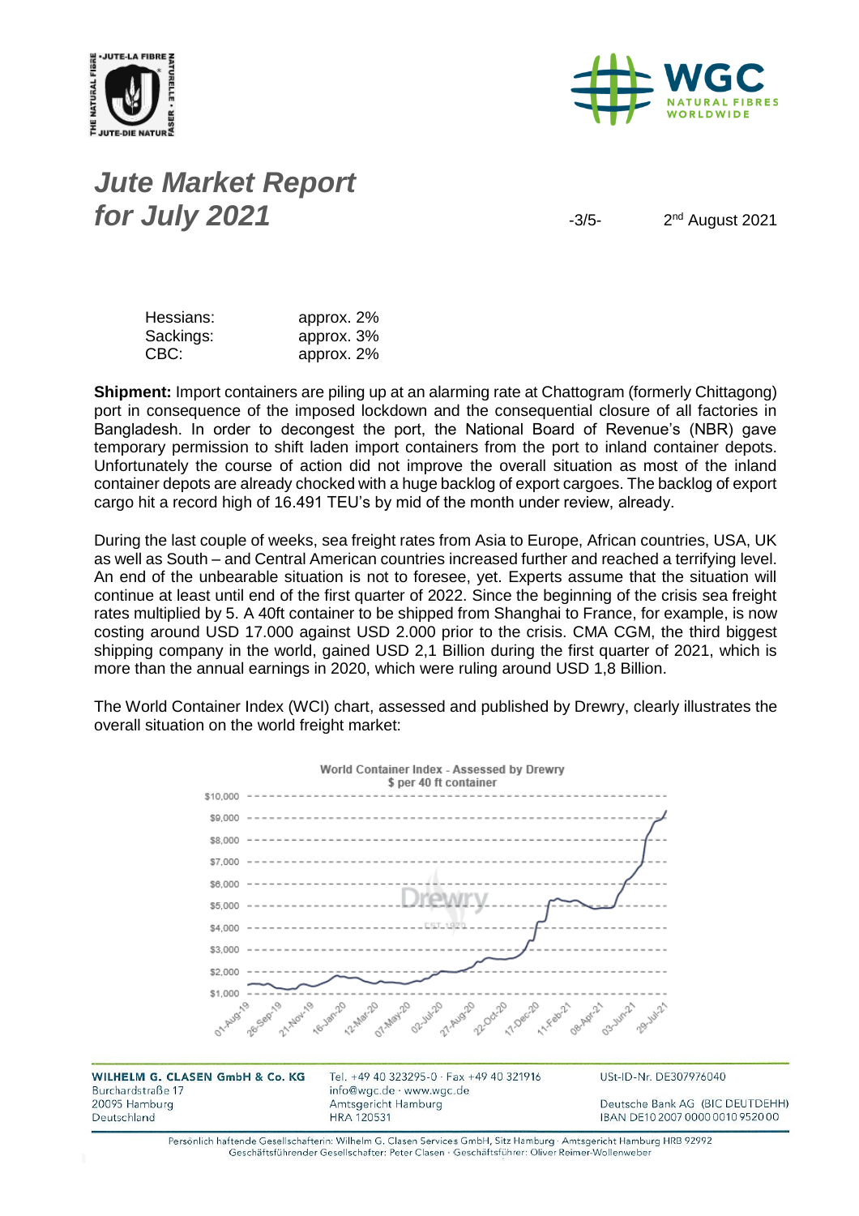| | |
|---|---|
| Hessians: | approx. 2% |
| Sackings: | approx. 3% |
| CBC: | approx. 2% |

**Shipment:** Import containers are piling up at an alarming rate at Chattogram (formerly Chittagong) port in consequence of the imposed lockdown and the consequential closure of all factories in Bangladesh. In order to decongest the port, the National Board of Revenue's (NBR) gave temporary permission to shift laden import containers from the port to inland container depots. Unfortunately the course of action did not improve the overall situation as most of the inland container depots are already chocked with a huge backlog of export cargoes. The backlog of export cargo hit a record high of 16.491 TEU's by mid of the month under review, already.

During the last couple of weeks, sea freight rates from Asia to Europe, African countries, USA, UK as well as South – and Central American countries increased further and reached a terrifying level. An end of the unbearable situation is not to foresee, yet. Experts assume that the situation will continue at least until end of the first quarter of 2022. Since the beginning of the crisis sea freight rates multiplied by 5. A 40ft container to be shipped from Shanghai to France, for example, is now costing around USD 17.000 against USD 2.000 prior to the crisis. CMA CGM, the third biggest shipping company in the world, gained USD 2,1 Billion during the first quarter of 2021, which is more than the annual earnings in 2020, which were ruling around USD 1,8 Billion.

The World Container Index (WCI) chart, assessed and published by Drewry, clearly illustrates the overall situation on the world freight market:

World Container Index - Assessed by Drewry
$ per 40 ft container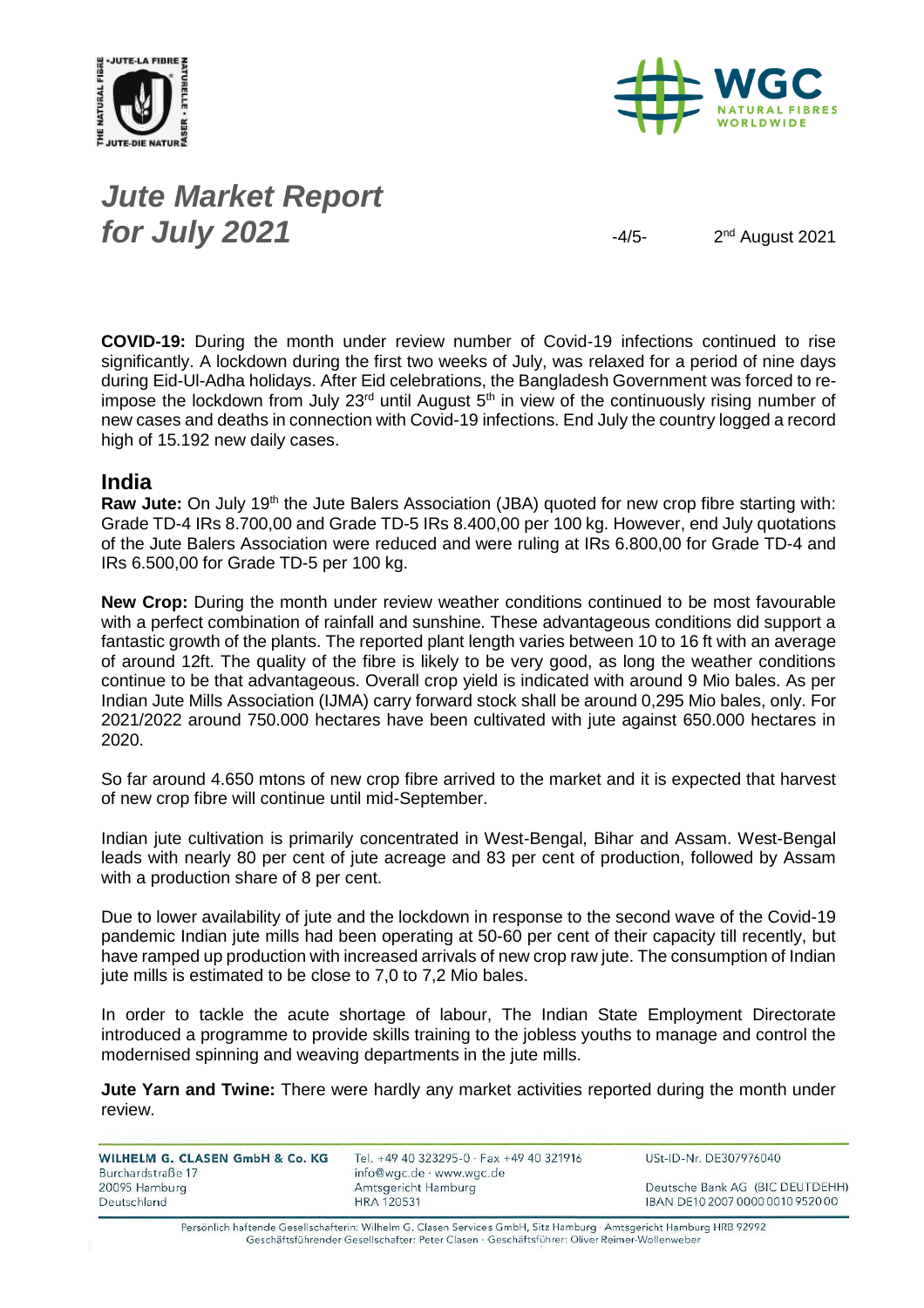**COVID-19:** During the month under review number of Covid-19 infections continued to rise significantly. A lockdown during the first two weeks of July, was relaxed for a period of nine days during Eid-Ul-Adha holidays. After Eid celebrations, the Bangladesh Government was forced to re-impose the lockdown from July 23rd until August 5th in view of the continuously rising number of new cases and deaths in connection with Covid-19 infections. End July the country logged a record high of 15.192 new daily cases.

## India

**Raw Jute:** On July 19th the Jute Balers Association (JBA) quoted for new crop fibre starting with: Grade TD-4 IRs 8.700,00 and Grade TD-5 IRs 8.400,00 per 100 kg. However, end July quotations of the Jute Balers Association were reduced and were ruling at IRs 6.800,00 for Grade TD-4 and IRs 6.500,00 for Grade TD-5 per 100 kg.

**New Crop:** During the month under review weather conditions continued to be most favourable with a perfect combination of rainfall and sunshine. These advantageous conditions did support a fantastic growth of the plants. The reported plant length varies between 10 to 16 ft with an average of around 12ft. The quality of the fibre is likely to be very good, as long the weather conditions continue to be that advantageous. Overall crop yield is indicated with around 9 Mio bales. As per Indian Jute Mills Association (IJMA) carry forward stock shall be around 0,295 Mio bales, only. For 2021/2022 around 750.000 hectares have been cultivated with jute against 650.000 hectares in 2020.

So far around 4.650 mtons of new crop fibre arrived to the market and it is expected that harvest of new crop fibre will continue until mid-September.

Indian jute cultivation is primarily concentrated in West-Bengal, Bihar and Assam. West-Bengal leads with nearly 80 per cent of jute acreage and 83 per cent of production, followed by Assam with a production share of 8 per cent.

Due to lower availability of jute and the lockdown in response to the second wave of the Covid-19 pandemic Indian jute mills had been operating at 50-60 per cent of their capacity till recently, but have ramped up production with increased arrivals of new crop raw jute. The consumption of Indian jute mills is estimated to be close to 7,0 to 7,2 Mio bales.

In order to tackle the acute shortage of labour, The Indian State Employment Directorate introduced a programme to provide skills training to the jobless youths to manage and control the modernised spinning and weaving departments in the jute mills.

**Jute Yarn and Twine:** There were hardly any market activities reported during the month under review.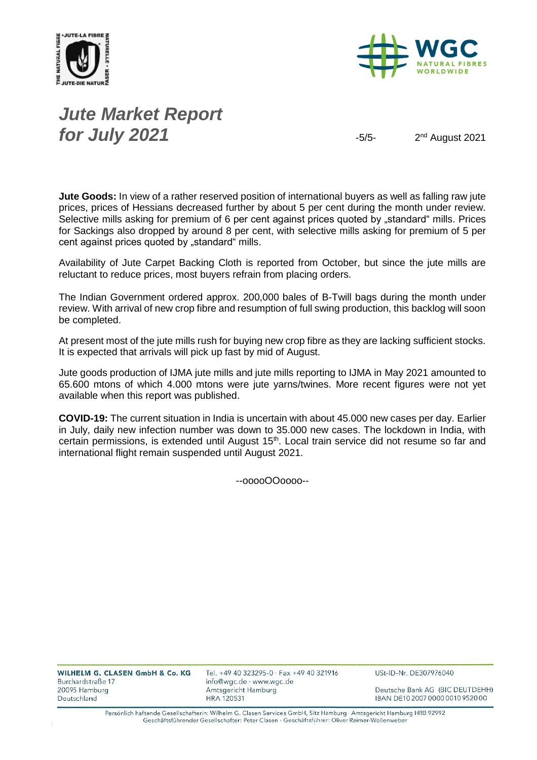# *Jute Market Report for July 2021*

2nd August 2021

**Jute Goods:** In view of a rather reserved position of international buyers as well as falling raw jute prices, prices of Hessians decreased further by about 5 per cent during the month under review. Selective mills asking for premium of 6 per cent against prices quoted by „standard" mills. Prices for Sackings also dropped by around 8 per cent, with selective mills asking for premium of 5 per cent against prices quoted by „standard" mills.

Availability of Jute Carpet Backing Cloth is reported from October, but since the jute mills are reluctant to reduce prices, most buyers refrain from placing orders.

The Indian Government ordered approx. 200,000 bales of B-Twill bags during the month under review. With arrival of new crop fibre and resumption of full swing production, this backlog will soon be completed.

At present most of the jute mills rush for buying new crop fibre as they are lacking sufficient stocks. It is expected that arrivals will pick up fast by mid of August.

Jute goods production of IJMA jute mills and jute mills reporting to IJMA in May 2021 amounted to 65.600 mtons of which 4.000 mtons were jute yarns/twines. More recent figures were not yet available when this report was published.

**COVID-19:** The current situation in India is uncertain with about 45.000 new cases per day. Earlier in July, daily new infection number was down to 35.000 new cases. The lockdown in India, with certain permissions, is extended until August 15th. Local train service did not resume so far and international flight remain suspended until August 2021.

--ooooOOoooo--

**WILHELM G. CLASEN GmbH & Co. KG**
Burchardstraße 17
20095 Hamburg
Deutschland

Tel. +49 40 323295-0 · Fax +49 40 321916
info@wgc.de · www.wgc.de
Amtsgericht Hamburg
HRA 120531

USt-ID-Nr. DE307976040

Deutsche Bank AG (BIC DEUTDEHH)
IBAN DE10 2007 0000 0010 9520 00

Persönlich haftende Gesellschafterin: Wilhelm G. Clasen Services GmbH, Sitz Hamburg · Amtsgericht Hamburg HRB 92992
Geschäftsführender Gesellschafter: Peter Clasen · Geschäftsführer: Oliver Reimer-Wollenweber